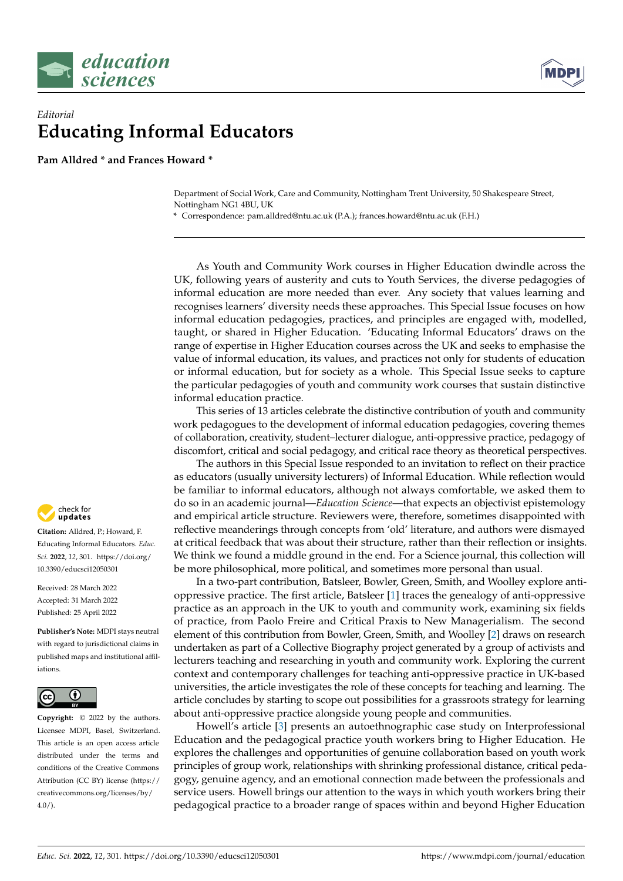*Editorial*

# Educating Informal Educators

**Pam Alldred * and Frances Howard ***

Department of Social Work, Care and Community, Nottingham Trent University, 50 Shakespeare Street, Nottingham NG1 4BU, UK

* Correspondence: pam.alldred@ntu.ac.uk (P.A.); frances.howard@ntu.ac.uk (F.H.)

**Citation:** Alldred, P.; Howard, F. Educating Informal Educators. *Educ. Sci.* **2022**, *12*, 301. https://doi.org/10.3390/educsci12050301

Received: 28 March 2022
Accepted: 31 March 2022
Published: 25 April 2022

**Publisher's Note:** MDPI stays neutral with regard to jurisdictional claims in published maps and institutional affiliations.

**Copyright:** © 2022 by the authors. Licensee MDPI, Basel, Switzerland. This article is an open access article distributed under the terms and conditions of the Creative Commons Attribution (CC BY) license (https://creativecommons.org/licenses/by/4.0/).

As Youth and Community Work courses in Higher Education dwindle across the UK, following years of austerity and cuts to Youth Services, the diverse pedagogies of informal education are more needed than ever. Any society that values learning and recognises learners' diversity needs these approaches. This Special Issue focuses on how informal education pedagogies, practices, and principles are engaged with, modelled, taught, or shared in Higher Education. 'Educating Informal Educators' draws on the range of expertise in Higher Education courses across the UK and seeks to emphasise the value of informal education, its values, and practices not only for students of education or informal education, but for society as a whole. This Special Issue seeks to capture the particular pedagogies of youth and community work courses that sustain distinctive informal education practice.

This series of 13 articles celebrate the distinctive contribution of youth and community work pedagogues to the development of informal education pedagogies, covering themes of collaboration, creativity, student–lecturer dialogue, anti-oppressive practice, pedagogy of discomfort, critical and social pedagogy, and critical race theory as theoretical perspectives.

The authors in this Special Issue responded to an invitation to reflect on their practice as educators (usually university lecturers) of Informal Education. While reflection would be familiar to informal educators, although not always comfortable, we asked them to do so in an academic journal—*Education Science*—that expects an objectivist epistemology and empirical article structure. Reviewers were, therefore, sometimes disappointed with reflective meanderings through concepts from 'old' literature, and authors were dismayed at critical feedback that was about their structure, rather than their reflection or insights. We think we found a middle ground in the end. For a Science journal, this collection will be more philosophical, more political, and sometimes more personal than usual.

In a two-part contribution, Batsleer, Bowler, Green, Smith, and Woolley explore anti-oppressive practice. The first article, Batsleer [1] traces the genealogy of anti-oppressive practice as an approach in the UK to youth and community work, examining six fields of practice, from Paolo Freire and Critical Praxis to New Managerialism. The second element of this contribution from Bowler, Green, Smith, and Woolley [2] draws on research undertaken as part of a Collective Biography project generated by a group of activists and lecturers teaching and researching in youth and community work. Exploring the current context and contemporary challenges for teaching anti-oppressive practice in UK-based universities, the article investigates the role of these concepts for teaching and learning. The article concludes by starting to scope out possibilities for a grassroots strategy for learning about anti-oppressive practice alongside young people and communities.

Howell's article [3] presents an autoethnographic case study on Interprofessional Education and the pedagogical practice youth workers bring to Higher Education. He explores the challenges and opportunities of genuine collaboration based on youth work principles of group work, relationships with shrinking professional distance, critical pedagogy, genuine agency, and an emotional connection made between the professionals and service users. Howell brings our attention to the ways in which youth workers bring their pedagogical practice to a broader range of spaces within and beyond Higher Education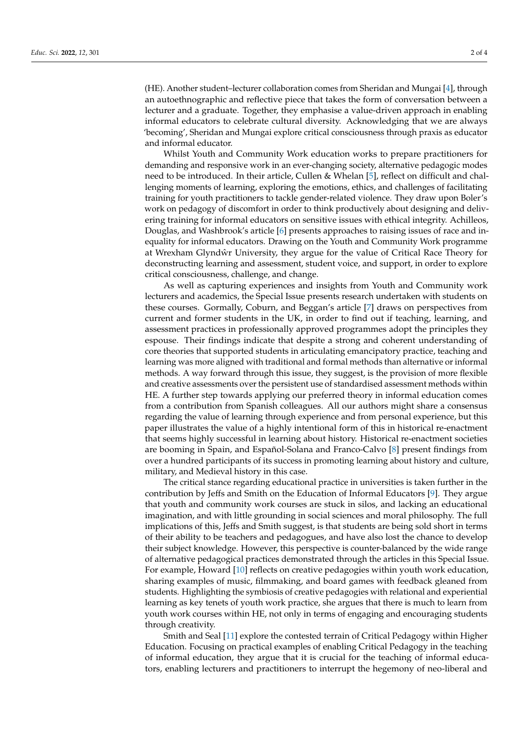(HE). Another student–lecturer collaboration comes from Sheridan and Mungai [4], through an autoethnographic and reflective piece that takes the form of conversation between a lecturer and a graduate. Together, they emphasise a value-driven approach in enabling informal educators to celebrate cultural diversity. Acknowledging that we are always 'becoming', Sheridan and Mungai explore critical consciousness through praxis as educator and informal educator.

Whilst Youth and Community Work education works to prepare practitioners for demanding and responsive work in an ever-changing society, alternative pedagogic modes need to be introduced. In their article, Cullen & Whelan [5], reflect on difficult and challenging moments of learning, exploring the emotions, ethics, and challenges of facilitating training for youth practitioners to tackle gender-related violence. They draw upon Boler's work on pedagogy of discomfort in order to think productively about designing and delivering training for informal educators on sensitive issues with ethical integrity. Achilleos, Douglas, and Washbrook's article [6] presents approaches to raising issues of race and inequality for informal educators. Drawing on the Youth and Community Work programme at Wrexham Glyndŵr University, they argue for the value of Critical Race Theory for deconstructing learning and assessment, student voice, and support, in order to explore critical consciousness, challenge, and change.

As well as capturing experiences and insights from Youth and Community work lecturers and academics, the Special Issue presents research undertaken with students on these courses. Gormally, Coburn, and Beggan's article [7] draws on perspectives from current and former students in the UK, in order to find out if teaching, learning, and assessment practices in professionally approved programmes adopt the principles they espouse. Their findings indicate that despite a strong and coherent understanding of core theories that supported students in articulating emancipatory practice, teaching and learning was more aligned with traditional and formal methods than alternative or informal methods. A way forward through this issue, they suggest, is the provision of more flexible and creative assessments over the persistent use of standardised assessment methods within HE. A further step towards applying our preferred theory in informal education comes from a contribution from Spanish colleagues. All our authors might share a consensus regarding the value of learning through experience and from personal experience, but this paper illustrates the value of a highly intentional form of this in historical re-enactment that seems highly successful in learning about history. Historical re-enactment societies are booming in Spain, and Español-Solana and Franco-Calvo [8] present findings from over a hundred participants of its success in promoting learning about history and culture, military, and Medieval history in this case.

The critical stance regarding educational practice in universities is taken further in the contribution by Jeffs and Smith on the Education of Informal Educators [9]. They argue that youth and community work courses are stuck in silos, and lacking an educational imagination, and with little grounding in social sciences and moral philosophy. The full implications of this, Jeffs and Smith suggest, is that students are being sold short in terms of their ability to be teachers and pedagogues, and have also lost the chance to develop their subject knowledge. However, this perspective is counter-balanced by the wide range of alternative pedagogical practices demonstrated through the articles in this Special Issue. For example, Howard [10] reflects on creative pedagogies within youth work education, sharing examples of music, filmmaking, and board games with feedback gleaned from students. Highlighting the symbiosis of creative pedagogies with relational and experiential learning as key tenets of youth work practice, she argues that there is much to learn from youth work courses within HE, not only in terms of engaging and encouraging students through creativity.

Smith and Seal [11] explore the contested terrain of Critical Pedagogy within Higher Education. Focusing on practical examples of enabling Critical Pedagogy in the teaching of informal education, they argue that it is crucial for the teaching of informal educators, enabling lecturers and practitioners to interrupt the hegemony of neo-liberal and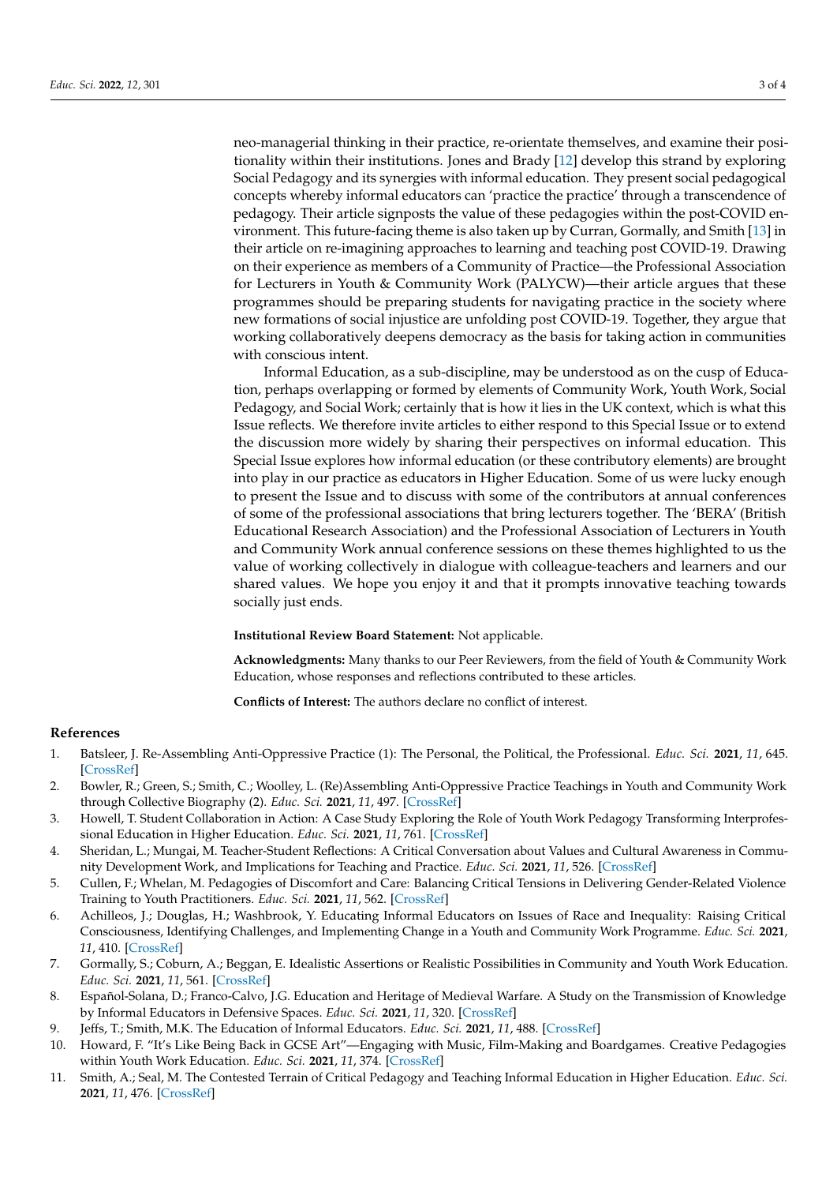neo-managerial thinking in their practice, re-orientate themselves, and examine their positionality within their institutions. Jones and Brady [12] develop this strand by exploring Social Pedagogy and its synergies with informal education. They present social pedagogical concepts whereby informal educators can 'practice the practice' through a transcendence of pedagogy. Their article signposts the value of these pedagogies within the post-COVID environment. This future-facing theme is also taken up by Curran, Gormally, and Smith [13] in their article on re-imagining approaches to learning and teaching post COVID-19. Drawing on their experience as members of a Community of Practice—the Professional Association for Lecturers in Youth & Community Work (PALYCW)—their article argues that these programmes should be preparing students for navigating practice in the society where new formations of social injustice are unfolding post COVID-19. Together, they argue that working collaboratively deepens democracy as the basis for taking action in communities with conscious intent.

Informal Education, as a sub-discipline, may be understood as on the cusp of Education, perhaps overlapping or formed by elements of Community Work, Youth Work, Social Pedagogy, and Social Work; certainly that is how it lies in the UK context, which is what this Issue reflects. We therefore invite articles to either respond to this Special Issue or to extend the discussion more widely by sharing their perspectives on informal education. This Special Issue explores how informal education (or these contributory elements) are brought into play in our practice as educators in Higher Education. Some of us were lucky enough to present the Issue and to discuss with some of the contributors at annual conferences of some of the professional associations that bring lecturers together. The 'BERA' (British Educational Research Association) and the Professional Association of Lecturers in Youth and Community Work annual conference sessions on these themes highlighted to us the value of working collectively in dialogue with colleague-teachers and learners and our shared values. We hope you enjoy it and that it prompts innovative teaching towards socially just ends.

**Institutional Review Board Statement:** Not applicable.

**Acknowledgments:** Many thanks to our Peer Reviewers, from the field of Youth & Community Work Education, whose responses and reflections contributed to these articles.

**Conflicts of Interest:** The authors declare no conflict of interest.

## References

1. Batsleer, J. Re-Assembling Anti-Oppressive Practice (1): The Personal, the Political, the Professional. *Educ. Sci.* **2021**, *11*, 645. [CrossRef]
2. Bowler, R.; Green, S.; Smith, C.; Woolley, L. (Re)Assembling Anti-Oppressive Practice Teachings in Youth and Community Work through Collective Biography (2). *Educ. Sci.* **2021**, *11*, 497. [CrossRef]
3. Howell, T. Student Collaboration in Action: A Case Study Exploring the Role of Youth Work Pedagogy Transforming Interprofessional Education in Higher Education. *Educ. Sci.* **2021**, *11*, 761. [CrossRef]
4. Sheridan, L.; Mungai, M. Teacher-Student Reflections: A Critical Conversation about Values and Cultural Awareness in Community Development Work, and Implications for Teaching and Practice. *Educ. Sci.* **2021**, *11*, 526. [CrossRef]
5. Cullen, F.; Whelan, M. Pedagogies of Discomfort and Care: Balancing Critical Tensions in Delivering Gender-Related Violence Training to Youth Practitioners. *Educ. Sci.* **2021**, *11*, 562. [CrossRef]
6. Achilleos, J.; Douglas, H.; Washbrook, Y. Educating Informal Educators on Issues of Race and Inequality: Raising Critical Consciousness, Identifying Challenges, and Implementing Change in a Youth and Community Work Programme. *Educ. Sci.* **2021**, *11*, 410. [CrossRef]
7. Gormally, S.; Coburn, A.; Beggan, E. Idealistic Assertions or Realistic Possibilities in Community and Youth Work Education. *Educ. Sci.* **2021**, *11*, 561. [CrossRef]
8. Español-Solana, D.; Franco-Calvo, J.G. Education and Heritage of Medieval Warfare. A Study on the Transmission of Knowledge by Informal Educators in Defensive Spaces. *Educ. Sci.* **2021**, *11*, 320. [CrossRef]
9. Jeffs, T.; Smith, M.K. The Education of Informal Educators. *Educ. Sci.* **2021**, *11*, 488. [CrossRef]
10. Howard, F. "It's Like Being Back in GCSE Art"—Engaging with Music, Film-Making and Boardgames. Creative Pedagogies within Youth Work Education. *Educ. Sci.* **2021**, *11*, 374. [CrossRef]
11. Smith, A.; Seal, M. The Contested Terrain of Critical Pedagogy and Teaching Informal Education in Higher Education. *Educ. Sci.* **2021**, *11*, 476. [CrossRef]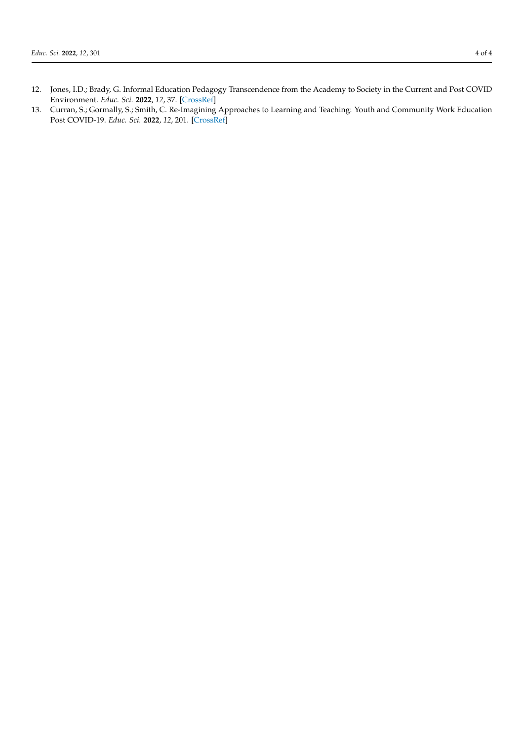12. Jones, I.D.; Brady, G. Informal Education Pedagogy Transcendence from the Academy to Society in the Current and Post COVID Environment. *Educ. Sci.* **2022**, *12*, 37. [CrossRef]
13. Curran, S.; Gormally, S.; Smith, C. Re-Imagining Approaches to Learning and Teaching: Youth and Community Work Education Post COVID-19. *Educ. Sci.* **2022**, *12*, 201. [CrossRef]